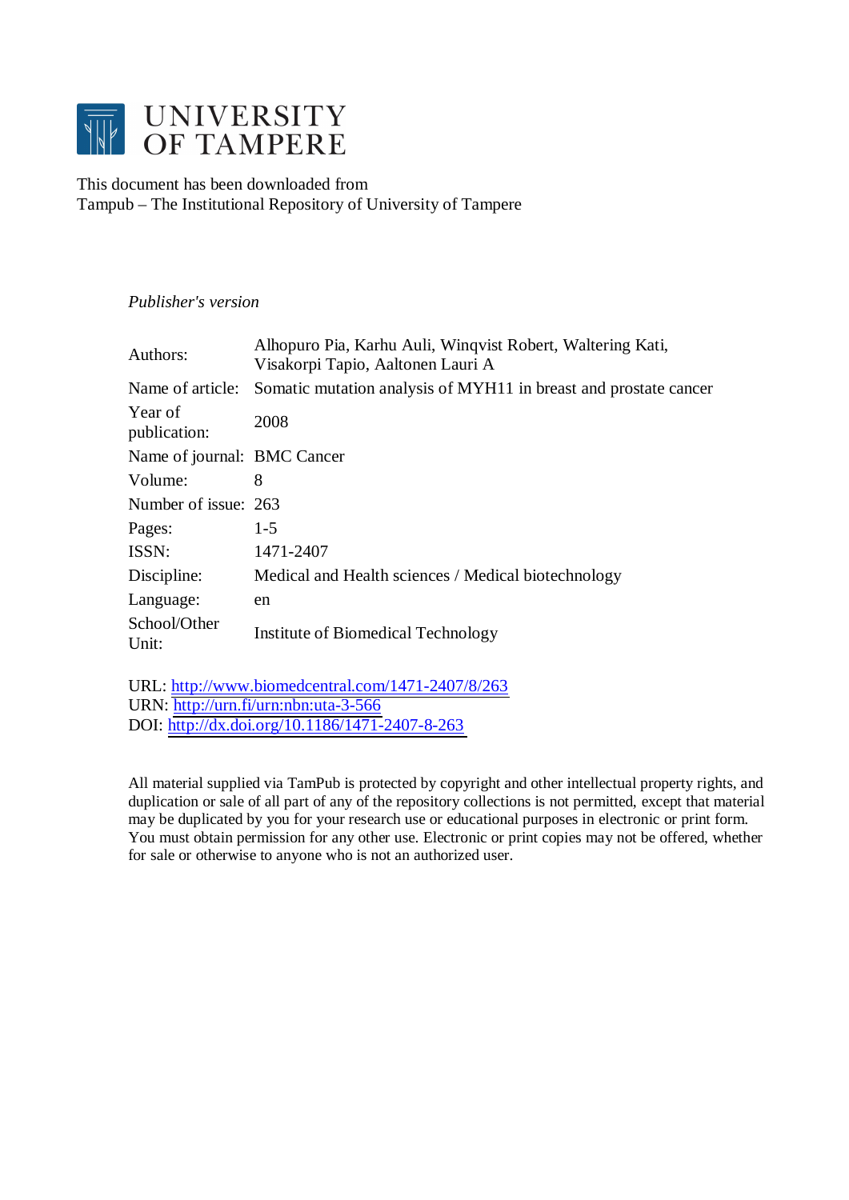# UNIVERSITY OF TAMPERE

This document has been downloaded from
Tampub – The Institutional Repository of University of Tampere

*Publisher's version*

| | |
|---|---|
| Authors: | Alhopuro Pia, Karhu Auli, Winqvist Robert, Waltering Kati, Visakorpi Tapio, Aaltonen Lauri A |
| Name of article: | Somatic mutation analysis of MYH11 in breast and prostate cancer |
| Year of publication: | 2008 |
| Name of journal: | BMC Cancer |
| Volume: | 8 |
| Number of issue: | 263 |
| Pages: | 1-5 |
| ISSN: | 1471-2407 |
| Discipline: | Medical and Health sciences / Medical biotechnology |
| Language: | en |
| School/Other Unit: | Institute of Biomedical Technology |

URL: http://www.biomedcentral.com/1471-2407/8/263
URN: http://urn.fi/urn:nbn:uta-3-566
DOI: http://dx.doi.org/10.1186/1471-2407-8-263

All material supplied via TamPub is protected by copyright and other intellectual property rights, and duplication or sale of all part of any of the repository collections is not permitted, except that material may be duplicated by you for your research use or educational purposes in electronic or print form. You must obtain permission for any other use. Electronic or print copies may not be offered, whether for sale or otherwise to anyone who is not an authorized user.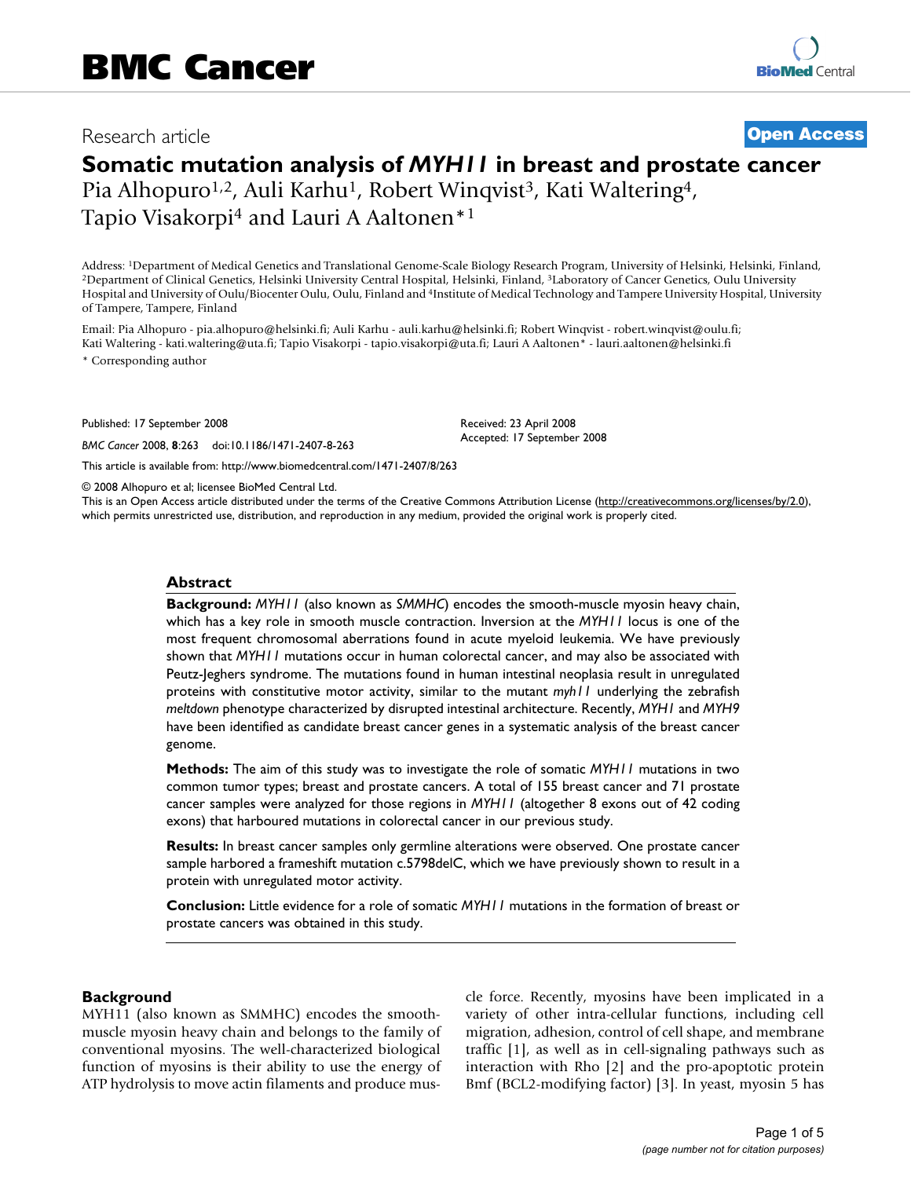# BMC Cancer

Research article

**Open Access**

# Somatic mutation analysis of *MYH11* in breast and prostate cancer

Pia Alhopuro[1,2], Auli Karhu[1], Robert Winqvist[3], Kati Waltering[4], Tapio Visakorpi[4] and Lauri A Aaltonen*[1]

Address: [1]Department of Medical Genetics and Translational Genome-Scale Biology Research Program, University of Helsinki, Helsinki, Finland, [2]Department of Clinical Genetics, Helsinki University Central Hospital, Helsinki, Finland, [3]Laboratory of Cancer Genetics, Oulu University Hospital and University of Oulu/Biocenter Oulu, Oulu, Finland and [4]Institute of Medical Technology and Tampere University Hospital, University of Tampere, Tampere, Finland

Email: Pia Alhopuro - pia.alhopuro@helsinki.fi; Auli Karhu - auli.karhu@helsinki.fi; Robert Winqvist - robert.winqvist@oulu.fi; Kati Waltering - kati.waltering@uta.fi; Tapio Visakorpi - tapio.visakorpi@uta.fi; Lauri A Aaltonen* - lauri.aaltonen@helsinki.fi

\* Corresponding author

Published: 17 September 2008

*BMC Cancer* 2008, **8**:263 doi:10.1186/1471-2407-8-263

Received: 23 April 2008
Accepted: 17 September 2008

This article is available from: http://www.biomedcentral.com/1471-2407/8/263

© 2008 Alhopuro et al; licensee BioMed Central Ltd.
This is an Open Access article distributed under the terms of the Creative Commons Attribution License (http://creativecommons.org/licenses/by/2.0), which permits unrestricted use, distribution, and reproduction in any medium, provided the original work is properly cited.

## Abstract

**Background:** *MYH11* (also known as *SMMHC*) encodes the smooth-muscle myosin heavy chain, which has a key role in smooth muscle contraction. Inversion at the *MYH11* locus is one of the most frequent chromosomal aberrations found in acute myeloid leukemia. We have previously shown that *MYH11* mutations occur in human colorectal cancer, and may also be associated with Peutz-Jeghers syndrome. The mutations found in human intestinal neoplasia result in unregulated proteins with constitutive motor activity, similar to the mutant *myh11* underlying the zebrafish *meltdown* phenotype characterized by disrupted intestinal architecture. Recently, *MYH1* and *MYH9* have been identified as candidate breast cancer genes in a systematic analysis of the breast cancer genome.

**Methods:** The aim of this study was to investigate the role of somatic *MYH11* mutations in two common tumor types; breast and prostate cancers. A total of 155 breast cancer and 71 prostate cancer samples were analyzed for those regions in *MYH11* (altogether 8 exons out of 42 coding exons) that harboured mutations in colorectal cancer in our previous study.

**Results:** In breast cancer samples only germline alterations were observed. One prostate cancer sample harbored a frameshift mutation c.5798delC, which we have previously shown to result in a protein with unregulated motor activity.

**Conclusion:** Little evidence for a role of somatic *MYH11* mutations in the formation of breast or prostate cancers was obtained in this study.

## Background

MYH11 (also known as SMMHC) encodes the smooth-muscle myosin heavy chain and belongs to the family of conventional myosins. The well-characterized biological function of myosins is their ability to use the energy of ATP hydrolysis to move actin filaments and produce muscle force. Recently, myosins have been implicated in a variety of other intra-cellular functions, including cell migration, adhesion, control of cell shape, and membrane traffic [1], as well as in cell-signaling pathways such as interaction with Rho [2] and the pro-apoptotic protein Bmf (BCL2-modifying factor) [3]. In yeast, myosin 5 has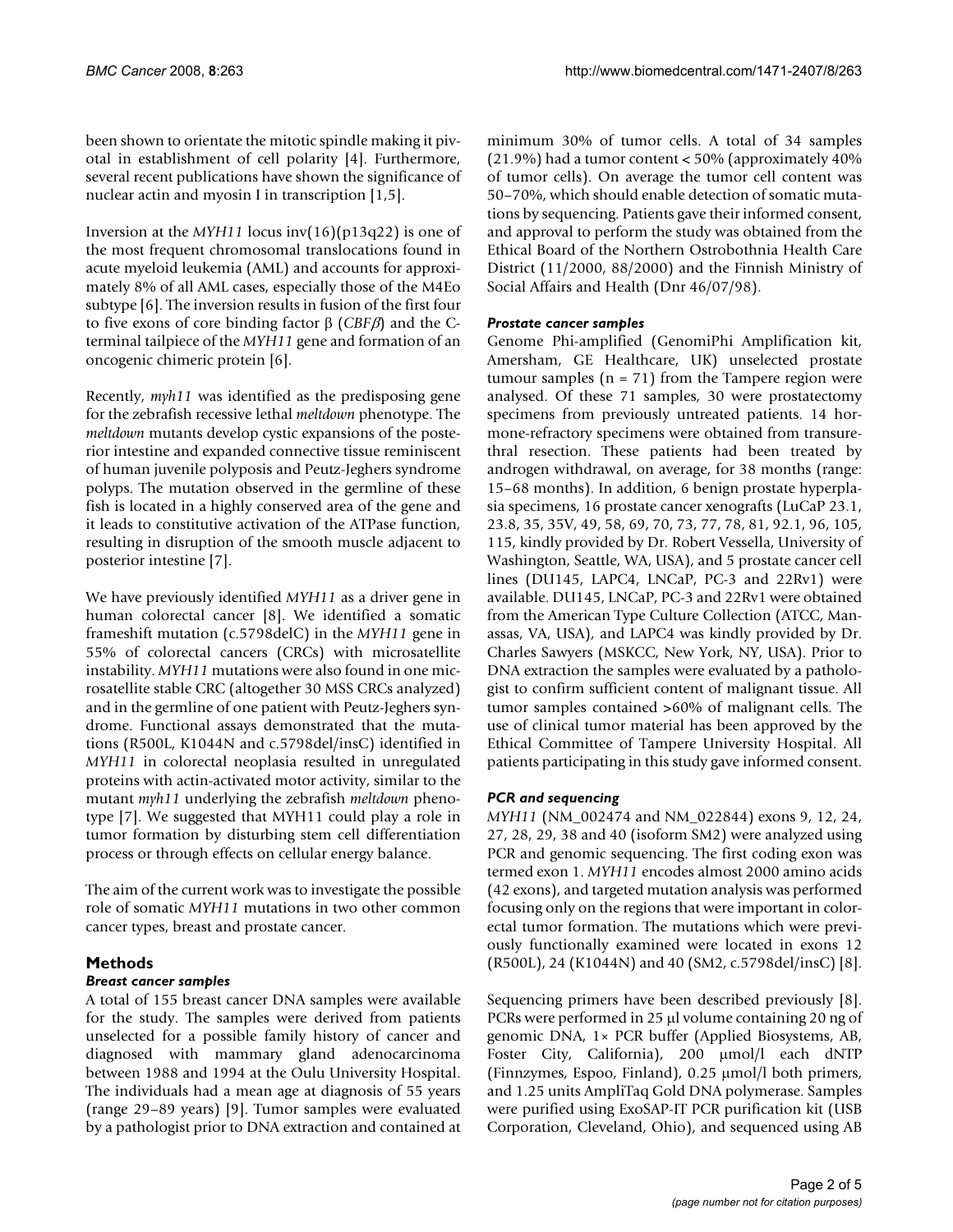been shown to orientate the mitotic spindle making it pivotal in establishment of cell polarity [4]. Furthermore, several recent publications have shown the significance of nuclear actin and myosin I in transcription [1,5].

Inversion at the *MYH11* locus inv(16)(p13q22) is one of the most frequent chromosomal translocations found in acute myeloid leukemia (AML) and accounts for approximately 8% of all AML cases, especially those of the M4Eo subtype [6]. The inversion results in fusion of the first four to five exons of core binding factor β (*CBFβ*) and the C-terminal tailpiece of the *MYH11* gene and formation of an oncogenic chimeric protein [6].

Recently, *myh11* was identified as the predisposing gene for the zebrafish recessive lethal *meltdown* phenotype. The *meltdown* mutants develop cystic expansions of the posterior intestine and expanded connective tissue reminiscent of human juvenile polyposis and Peutz-Jeghers syndrome polyps. The mutation observed in the germline of these fish is located in a highly conserved area of the gene and it leads to constitutive activation of the ATPase function, resulting in disruption of the smooth muscle adjacent to posterior intestine [7].

We have previously identified *MYH11* as a driver gene in human colorectal cancer [8]. We identified a somatic frameshift mutation (c.5798delC) in the *MYH11* gene in 55% of colorectal cancers (CRCs) with microsatellite instability. *MYH11* mutations were also found in one microsatellite stable CRC (altogether 30 MSS CRCs analyzed) and in the germline of one patient with Peutz-Jeghers syndrome. Functional assays demonstrated that the mutations (R500L, K1044N and c.5798del/insC) identified in *MYH11* in colorectal neoplasia resulted in unregulated proteins with actin-activated motor activity, similar to the mutant *myh11* underlying the zebrafish *meltdown* phenotype [7]. We suggested that MYH11 could play a role in tumor formation by disturbing stem cell differentiation process or through effects on cellular energy balance.

The aim of the current work was to investigate the possible role of somatic *MYH11* mutations in two other common cancer types, breast and prostate cancer.

## Methods

### *Breast cancer samples*

A total of 155 breast cancer DNA samples were available for the study. The samples were derived from patients unselected for a possible family history of cancer and diagnosed with mammary gland adenocarcinoma between 1988 and 1994 at the Oulu University Hospital. The individuals had a mean age at diagnosis of 55 years (range 29–89 years) [9]. Tumor samples were evaluated by a pathologist prior to DNA extraction and contained at minimum 30% of tumor cells. A total of 34 samples (21.9%) had a tumor content < 50% (approximately 40% of tumor cells). On average the tumor cell content was 50–70%, which should enable detection of somatic mutations by sequencing. Patients gave their informed consent, and approval to perform the study was obtained from the Ethical Board of the Northern Ostrobothnia Health Care District (11/2000, 88/2000) and the Finnish Ministry of Social Affairs and Health (Dnr 46/07/98).

### *Prostate cancer samples*

Genome Phi-amplified (GenomiPhi Amplification kit, Amersham, GE Healthcare, UK) unselected prostate tumour samples (n = 71) from the Tampere region were analysed. Of these 71 samples, 30 were prostatectomy specimens from previously untreated patients. 14 hormone-refractory specimens were obtained from transurethral resection. These patients had been treated by androgen withdrawal, on average, for 38 months (range: 15–68 months). In addition, 6 benign prostate hyperplasia specimens, 16 prostate cancer xenografts (LuCaP 23.1, 23.8, 35, 35V, 49, 58, 69, 70, 73, 77, 78, 81, 92.1, 96, 105, 115, kindly provided by Dr. Robert Vessela, University of Washington, Seattle, WA, USA), and 5 prostate cancer cell lines (DU145, LAPC4, LNCaP, PC-3 and 22Rv1) were available. DU145, LNCaP, PC-3 and 22Rv1 were obtained from the American Type Culture Collection (ATCC, Manassas, VA, USA), and LAPC4 was kindly provided by Dr. Charles Sawyers (MSKCC, New York, NY, USA). Prior to DNA extraction the samples were evaluated by a pathologist to confirm sufficient content of malignant tissue. All tumor samples contained >60% of malignant cells. The use of clinical tumor material has been approved by the Ethical Committee of Tampere University Hospital. All patients participating in this study gave informed consent.

### *PCR and sequencing*

*MYH11* (NM_002474 and NM_022844) exons 9, 12, 24, 27, 28, 29, 38 and 40 (isoform SM2) were analyzed using PCR and genomic sequencing. The first coding exon was termed exon 1. *MYH11* encodes almost 2000 amino acids (42 exons), and targeted mutation analysis was performed focusing only on the regions that were important in colorectal tumor formation. The mutations which were previously functionally examined were located in exons 12 (R500L), 24 (K1044N) and 40 (SM2, c.5798del/insC) [8].

Sequencing primers have been described previously [8]. PCRs were performed in 25 μl volume containing 20 ng of genomic DNA, 1× PCR buffer (Applied Biosystems, AB, Foster City, California), 200 μmol/l each dNTP (Finnzymes, Espoo, Finland), 0.25 μmol/l both primers, and 1.25 units AmpliTaq Gold DNA polymerase. Samples were purified using ExoSAP-IT PCR purification kit (USB Corporation, Cleveland, Ohio), and sequenced using AB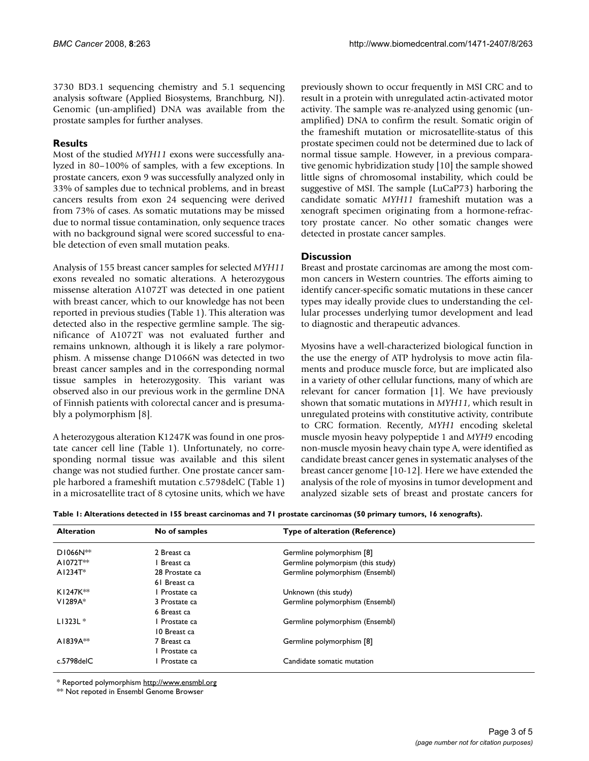3730 BD3.1 sequencing chemistry and 5.1 sequencing analysis software (Applied Biosystems, Branchburg, NJ). Genomic (un-amplified) DNA was available from the prostate samples for further analyses.

## Results

Most of the studied *MYH11* exons were successfully analyzed in 80–100% of samples, with a few exceptions. In prostate cancers, exon 9 was successfully analyzed only in 33% of samples due to technical problems, and in breast cancers results from exon 24 sequencing were derived from 73% of cases. As somatic mutations may be missed due to normal tissue contamination, only sequence traces with no background signal were scored successful to enable detection of even small mutation peaks.

Analysis of 155 breast cancer samples for selected *MYH11* exons revealed no somatic alterations. A heterozygous missense alteration A1072T was detected in one patient with breast cancer, which to our knowledge has not been reported in previous studies (Table 1). This alteration was detected also in the respective germline sample. The significance of A1072T was not evaluated further and remains unknown, although it is likely a rare polymorphism. A missense change D1066N was detected in two breast cancer samples and in the corresponding normal tissue samples in heterozygosity. This variant was observed also in our previous work in the germline DNA of Finnish patients with colorectal cancer and is presumably a polymorphism [8].

A heterozygous alteration K1247K was found in one prostate cancer cell line (Table 1). Unfortunately, no corresponding normal tissue was available and this silent change was not studied further. One prostate cancer sample harbored a frameshift mutation c.5798delC (Table 1) in a microsatellite tract of 8 cytosine units, which we have previously shown to occur frequently in MSI CRC and to result in a protein with unregulated actin-activated motor activity. The sample was re-analyzed using genomic (un-amplified) DNA to confirm the result. Somatic origin of the frameshift mutation or microsatellite-status of this prostate specimen could not be determined due to lack of normal tissue sample. However, in a previous comparative genomic hybridization study [10] the sample showed little signs of chromosomal instability, which could be suggestive of MSI. The sample (LuCaP73) harboring the candidate somatic *MYH11* frameshift mutation was a xenograft specimen originating from a hormone-refractory prostate cancer. No other somatic changes were detected in prostate cancer samples.

## Discussion

Breast and prostate carcinomas are among the most common cancers in Western countries. The efforts aiming to identify cancer-specific somatic mutations in these cancer types may ideally provide clues to understanding the cellular processes underlying tumor development and lead to diagnostic and therapeutic advances.

Myosins have a well-characterized biological function in the use the energy of ATP hydrolysis to move actin filaments and produce muscle force, but are implicated also in a variety of other cellular functions, many of which are relevant for cancer formation [1]. We have previously shown that somatic mutations in *MYH11*, which result in unregulated proteins with constitutive activity, contribute to CRC formation. Recently, *MYH1* encoding skeletal muscle myosin heavy polypeptide 1 and *MYH9* encoding non-muscle myosin heavy chain type A, were identified as candidate breast cancer genes in systematic analyses of the breast cancer genome [10-12]. Here we have extended the analysis of the role of myosins in tumor development and analyzed sizable sets of breast and prostate cancers for

**Table 1: Alterations detected in 155 breast carcinomas and 71 prostate carcinomas (50 primary tumors, 16 xenografts).**

| Alteration | No of samples | Type of alteration (Reference) |
|---|---|---|
| D1066N** | 2 Breast ca | Germline polymorphism [8] |
| A1072T** | 1 Breast ca | Germline polymorpism (this study) |
| A1234T* | 28 Prostate ca<br>61 Breast ca | Germline polymorphism (Ensembl) |
| K1247K** | 1 Prostate ca | Unknown (this study) |
| V1289A* | 3 Prostate ca<br>6 Breast ca | Germline polymorphism (Ensembl) |
| L1323L * | 1 Prostate ca<br>10 Breast ca | Germline polymorphism (Ensembl) |
| A1839A** | 7 Breast ca<br>1 Prostate ca | Germline polymorphism [8] |
| c.5798delC | 1 Prostate ca | Candidate somatic mutation |

* Reported polymorphism http://www.ensmbl.org

** Not repoted in Ensembl Genome Browser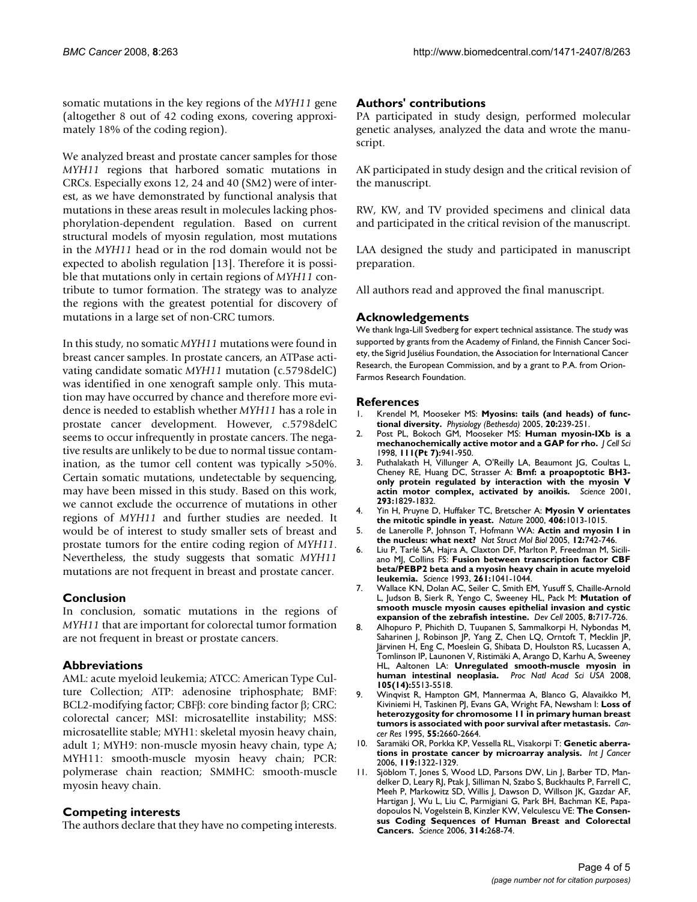somatic mutations in the key regions of the *MYH11* gene (altogether 8 out of 42 coding exons, covering approximately 18% of the coding region).

We analyzed breast and prostate cancer samples for those *MYH11* regions that harbored somatic mutations in CRCs. Especially exons 12, 24 and 40 (SM2) were of interest, as we have demonstrated by functional analysis that mutations in these areas result in molecules lacking phosphorylation-dependent regulation. Based on current structural models of myosin regulation, most mutations in the *MYH11* head or in the rod domain would not be expected to abolish regulation [13]. Therefore it is possible that mutations only in certain regions of *MYH11* contribute to tumor formation. The strategy was to analyze the regions with the greatest potential for discovery of mutations in a large set of non-CRC tumors.

In this study, no somatic *MYH11* mutations were found in breast cancer samples. In prostate cancers, an ATPase activating candidate somatic *MYH11* mutation (c.5798delC) was identified in one xenograft sample only. This mutation may have occurred by chance and therefore more evidence is needed to establish whether *MYH11* has a role in prostate cancer development. However, c.5798delC seems to occur infrequently in prostate cancers. The negative results are unlikely to be due to normal tissue contamination, as the tumor cell content was typically >50%. Certain somatic mutations, undetectable by sequencing, may have been missed in this study. Based on this work, we cannot exclude the occurrence of mutations in other regions of *MYH11* and further studies are needed. It would be of interest to study smaller sets of breast and prostate tumors for the entire coding region of *MYH11*. Nevertheless, the study suggests that somatic *MYH11* mutations are not frequent in breast and prostate cancer.

## Conclusion

In conclusion, somatic mutations in the regions of *MYH11* that are important for colorectal tumor formation are not frequent in breast or prostate cancers.

## Abbreviations

AML: acute myeloid leukemia; ATCC: American Type Culture Collection; ATP: adenosine triphosphate; BMF: BCL2-modifying factor; CBFβ: core binding factor β; CRC: colorectal cancer; MSI: microsatellite instability; MSS: microsatellite stable; MYH1: skeletal myosin heavy chain, adult 1; MYH9: non-muscle myosin heavy chain, type A; MYH11: smooth-muscle myosin heavy chain; PCR: polymerase chain reaction; SMMHC: smooth-muscle myosin heavy chain.

## Competing interests

The authors declare that they have no competing interests.

## Authors' contributions

PA participated in study design, performed molecular genetic analyses, analyzed the data and wrote the manuscript.

AK participated in study design and the critical revision of the manuscript.

RW, KW, and TV provided specimens and clinical data and participated in the critical revision of the manuscript.

LAA designed the study and participated in manuscript preparation.

All authors read and approved the final manuscript.

## Acknowledgements

We thank Inga-Lill Svedberg for expert technical assistance. The study was supported by grants from the Academy of Finland, the Finnish Cancer Society, the Sigrid Jusélius Foundation, the Association for International Cancer Research, the European Commission, and by a grant to P.A. from Orion-Farmos Research Foundation.

## References

1. Krendel M, Mooseker MS: **Myosins: tails (and heads) of functional diversity.** *Physiology (Bethesda)* 2005, **20:**239-251.
2. Post PL, Bokoch GM, Mooseker MS: **Human myosin-IXb is a mechanochemically active motor and a GAP for rho.** *J Cell Sci* 1998, **111(Pt 7):**941-950.
3. Puthalakath H, Villunger A, O'Reilly LA, Beaumont JG, Coultas L, Cheney RE, Huang DC, Strasser A: **Bmf: a proapoptotic BH3-only protein regulated by interaction with the myosin V actin motor complex, activated by anoikis.** *Science* 2001, **293:**1829-1832.
4. Yin H, Pruyne D, Huffaker TC, Bretscher A: **Myosin V orientates the mitotic spindle in yeast.** *Nature* 2000, **406:**1013-1015.
5. de Lanerolle P, Johnson T, Hofmann WA: **Actin and myosin I in the nucleus: what next?** *Nat Struct Mol Biol* 2005, **12:**742-746.
6. Liu P, Tarlé SA, Hajra A, Claxton DF, Marlton P, Freedman M, Siciliano MJ, Collins FS: **Fusion between transcription factor CBF beta/PEBP2 beta and a myosin heavy chain in acute myeloid leukemia.** *Science* 1993, **261:**1041-1044.
7. Wallace KN, Dolan AC, Seiler C, Smith EM, Yusuff S, Chaille-Arnold L, Judson B, Sierk R, Yengo C, Sweeney HL, Pack M: **Mutation of smooth muscle myosin causes epithelial invasion and cystic expansion of the zebrafish intestine.** *Dev Cell* 2005, **8:**717-726.
8. Alhopuro P, Phichith D, Tuupanen S, Sammalkorpi H, Nybondas M, Saharinen J, Robinson JP, Yang Z, Chen LQ, Orntoft T, Mecklin JP, Järvinen H, Eng C, Moeslein G, Shibata D, Houlston RS, Lucassen A, Tomlinson IP, Launonen V, Ristimäki A, Arango D, Karhu A, Sweeney HL, Aaltonen LA: **Unregulated smooth-muscle myosin in human intestinal neoplasia.** *Proc Natl Acad Sci USA* 2008, **105(14):**5513-5518.
9. Winqvist R, Hampton GM, Mannermaa A, Blanco G, Alavaikko M, Kiviniemi H, Taskinen PJ, Evans GA, Wright FA, Newsham I: **Loss of heterozygosity for chromosome 11 in primary human breast tumors is associated with poor survival after metastasis.** *Cancer Res* 1995, **55:**2660-2664.
10. Saramäki OR, Porkka KP, Vessella RL, Visakorpi T: **Genetic aberrations in prostate cancer by microarray analysis.** *Int J Cancer* 2006, **119:**1322-1329.
11. Sjöblom T, Jones S, Wood LD, Parsons DW, Lin J, Barber TD, Mandelker D, Leary RJ, Ptak J, Silliman N, Szabo S, Buckhaults P, Farrell C, Meeh P, Markowitz SD, Willis J, Dawson D, Willson JK, Gazdar AF, Hartigan J, Wu L, Liu C, Parmigiani G, Park BH, Bachman KE, Papadopoulos N, Vogelstein B, Kinzler KW, Velculescu VE: **The Consensus Coding Sequences of Human Breast and Colorectal Cancers.** *Science* 2006, **314:**268-74.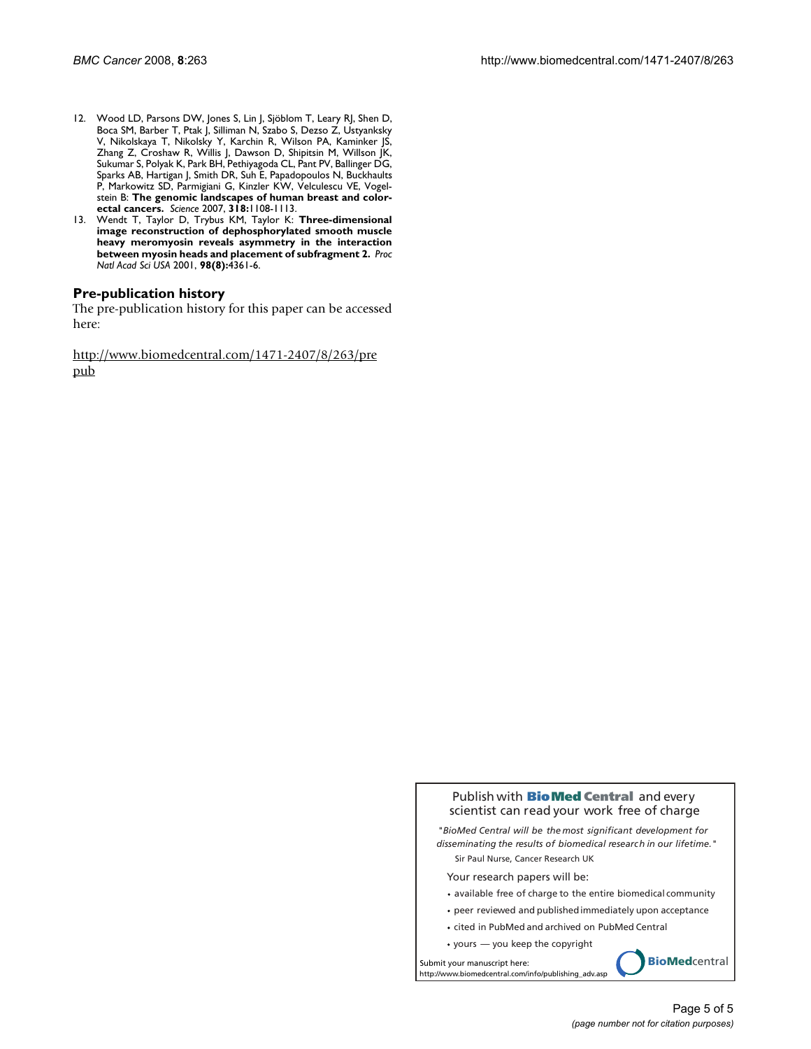12. Wood LD, Parsons DW, Jones S, Lin J, Sjöblom T, Leary RJ, Shen D, Boca SM, Barber T, Ptak J, Silliman N, Szabo S, Dezso Z, Ustyanksky V, Nikolskaya T, Nikolsky Y, Karchin R, Wilson PA, Kaminker JS, Zhang Z, Croshaw R, Willis J, Dawson D, Shipitsin M, Willson JK, Sukumar S, Polyak K, Park BH, Pethiyagoda CL, Pant PV, Ballinger DG, Sparks AB, Hartigan J, Smith DR, Suh E, Papadopoulos N, Buckhaults P, Markowitz SD, Parmigiani G, Kinzler KW, Velculescu VE, Vogelstein B: **The genomic landscapes of human breast and colorectal cancers.** *Science* 2007, **318:**1108-1113.
13. Wendt T, Taylor D, Trybus KM, Taylor K: **Three-dimensional image reconstruction of dephosphorylated smooth muscle heavy meromyosin reveals asymmetry in the interaction between myosin heads and placement of subfragment 2.** *Proc Natl Acad Sci USA* 2001, **98(8):**4361-6.

## Pre-publication history

The pre-publication history for this paper can be accessed here:

http://www.biomedcentral.com/1471-2407/8/263/prepub

Publish with **BioMed Central** and every scientist can read your work free of charge

*"BioMed Central will be the most significant development for disseminating the results of biomedical research in our lifetime."*
Sir Paul Nurse, Cancer Research UK

Your research papers will be:

- available free of charge to the entire biomedical community
- peer reviewed and published immediately upon acceptance
- cited in PubMed and archived on PubMed Central
- yours — you keep the copyright

Submit your manuscript here:
http://www.biomedcentral.com/info/publishing_adv.asp

BioMedcentral